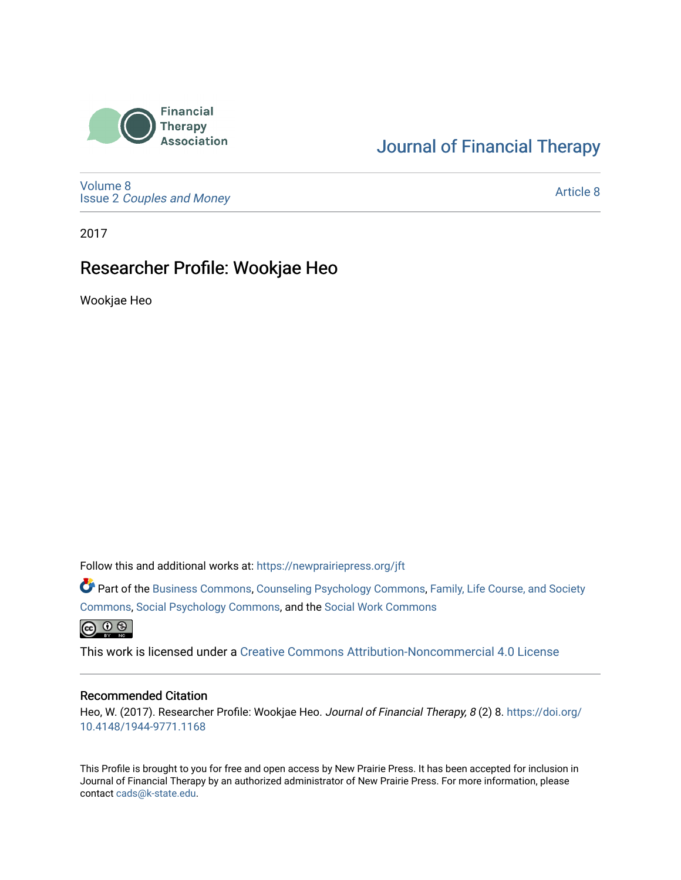Financial Therapy Association

Journal of Financial Therapy

Volume 8
Issue 2 *Couples and Money*

Article 8

2017

# Researcher Profile: Wookjae Heo

Wookjae Heo

Follow this and additional works at: https://newprairiepress.org/jft

Part of the Business Commons, Counseling Psychology Commons, Family, Life Course, and Society Commons, Social Psychology Commons, and the Social Work Commons

This work is licensed under a Creative Commons Attribution-Noncommercial 4.0 License

## Recommended Citation

Heo, W. (2017). Researcher Profile: Wookjae Heo. *Journal of Financial Therapy, 8* (2) 8. https://doi.org/10.4148/1944-9771.1168

This Profile is brought to you for free and open access by New Prairie Press. It has been accepted for inclusion in Journal of Financial Therapy by an authorized administrator of New Prairie Press. For more information, please contact cads@k-state.edu.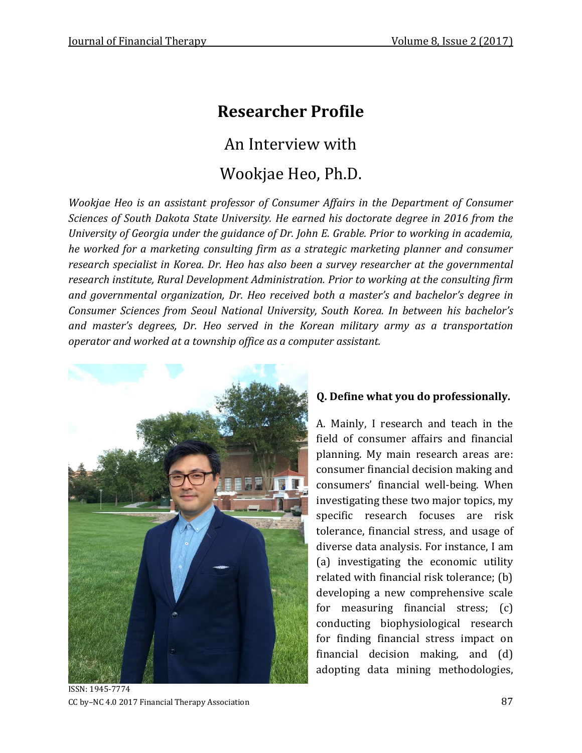# Researcher Profile

## An Interview with

## Wookjae Heo, Ph.D.

*Wookjae Heo is an assistant professor of Consumer Affairs in the Department of Consumer Sciences of South Dakota State University. He earned his doctorate degree in 2016 from the University of Georgia under the guidance of Dr. John E. Grable. Prior to working in academia, he worked for a marketing consulting firm as a strategic marketing planner and consumer research specialist in Korea. Dr. Heo has also been a survey researcher at the governmental research institute, Rural Development Administration. Prior to working at the consulting firm and governmental organization, Dr. Heo received both a master's and bachelor's degree in Consumer Sciences from Seoul National University, South Korea. In between his bachelor's and master's degrees, Dr. Heo served in the Korean military army as a transportation operator and worked at a township office as a computer assistant.*

**Q. Define what you do professionally.**

A. Mainly, I research and teach in the field of consumer affairs and financial planning. My main research areas are: consumer financial decision making and consumers' financial well-being. When investigating these two major topics, my specific research focuses are risk tolerance, financial stress, and usage of diverse data analysis. For instance, I am (a) investigating the economic utility related with financial risk tolerance; (b) developing a new comprehensive scale for measuring financial stress; (c) conducting biophysiological research for finding financial stress impact on financial decision making, and (d) adopting data mining methodologies,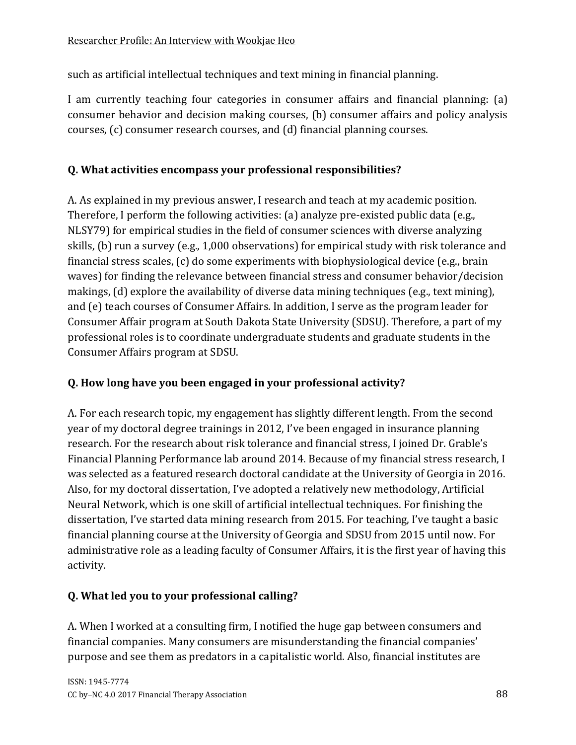such as artificial intellectual techniques and text mining in financial planning.

I am currently teaching four categories in consumer affairs and financial planning: (a) consumer behavior and decision making courses, (b) consumer affairs and policy analysis courses, (c) consumer research courses, and (d) financial planning courses.

**Q. What activities encompass your professional responsibilities?**

A. As explained in my previous answer, I research and teach at my academic position. Therefore, I perform the following activities: (a) analyze pre-existed public data (e.g., NLSY79) for empirical studies in the field of consumer sciences with diverse analyzing skills, (b) run a survey (e.g., 1,000 observations) for empirical study with risk tolerance and financial stress scales, (c) do some experiments with biophysiological device (e.g., brain waves) for finding the relevance between financial stress and consumer behavior/decision makings, (d) explore the availability of diverse data mining techniques (e.g., text mining), and (e) teach courses of Consumer Affairs. In addition, I serve as the program leader for Consumer Affair program at South Dakota State University (SDSU). Therefore, a part of my professional roles is to coordinate undergraduate students and graduate students in the Consumer Affairs program at SDSU.

**Q. How long have you been engaged in your professional activity?**

A. For each research topic, my engagement has slightly different length. From the second year of my doctoral degree trainings in 2012, I've been engaged in insurance planning research. For the research about risk tolerance and financial stress, I joined Dr. Grable's Financial Planning Performance lab around 2014. Because of my financial stress research, I was selected as a featured research doctoral candidate at the University of Georgia in 2016. Also, for my doctoral dissertation, I've adopted a relatively new methodology, Artificial Neural Network, which is one skill of artificial intellectual techniques. For finishing the dissertation, I've started data mining research from 2015. For teaching, I've taught a basic financial planning course at the University of Georgia and SDSU from 2015 until now. For administrative role as a leading faculty of Consumer Affairs, it is the first year of having this activity.

**Q. What led you to your professional calling?**

A. When I worked at a consulting firm, I notified the huge gap between consumers and financial companies. Many consumers are misunderstanding the financial companies' purpose and see them as predators in a capitalistic world. Also, financial institutes are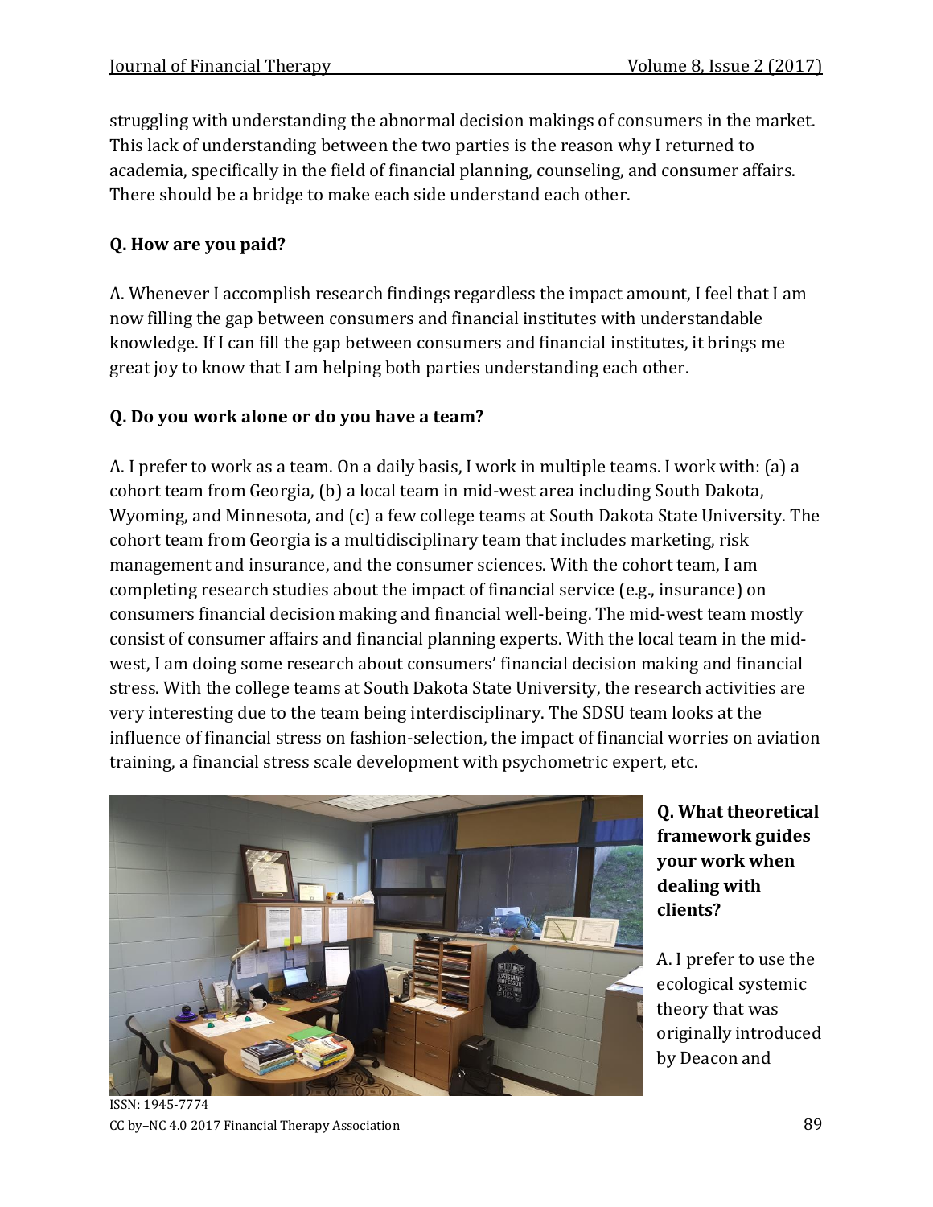struggling with understanding the abnormal decision makings of consumers in the market. This lack of understanding between the two parties is the reason why I returned to academia, specifically in the field of financial planning, counseling, and consumer affairs. There should be a bridge to make each side understand each other.

**Q. How are you paid?**

A. Whenever I accomplish research findings regardless the impact amount, I feel that I am now filling the gap between consumers and financial institutes with understandable knowledge. If I can fill the gap between consumers and financial institutes, it brings me great joy to know that I am helping both parties understanding each other.

**Q. Do you work alone or do you have a team?**

A. I prefer to work as a team. On a daily basis, I work in multiple teams. I work with: (a) a cohort team from Georgia, (b) a local team in mid-west area including South Dakota, Wyoming, and Minnesota, and (c) a few college teams at South Dakota State University. The cohort team from Georgia is a multidisciplinary team that includes marketing, risk management and insurance, and the consumer sciences. With the cohort team, I am completing research studies about the impact of financial service (e.g., insurance) on consumers financial decision making and financial well-being. The mid-west team mostly consist of consumer affairs and financial planning experts. With the local team in the mid-west, I am doing some research about consumers' financial decision making and financial stress. With the college teams at South Dakota State University, the research activities are very interesting due to the team being interdisciplinary. The SDSU team looks at the influence of financial stress on fashion-selection, the impact of financial worries on aviation training, a financial stress scale development with psychometric expert, etc.

**Q. What theoretical framework guides your work when dealing with clients?**

A. I prefer to use the ecological systemic theory that was originally introduced by Deacon and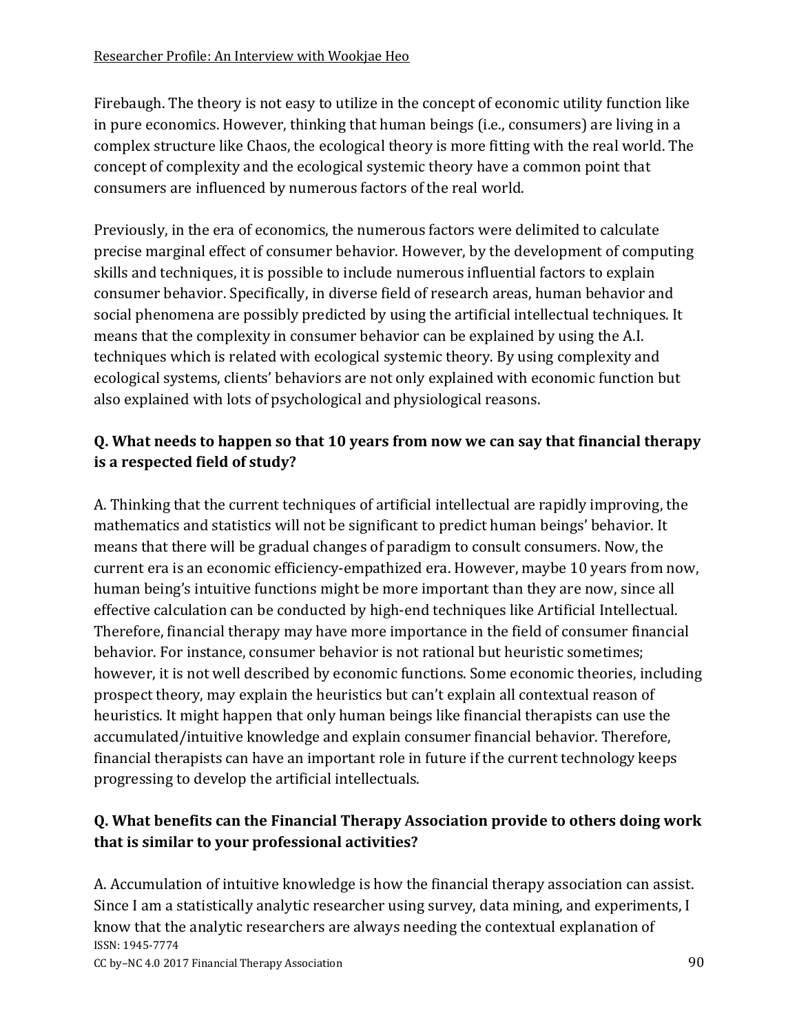Firebaugh. The theory is not easy to utilize in the concept of economic utility function like in pure economics. However, thinking that human beings (i.e., consumers) are living in a complex structure like Chaos, the ecological theory is more fitting with the real world. The concept of complexity and the ecological systemic theory have a common point that consumers are influenced by numerous factors of the real world.

Previously, in the era of economics, the numerous factors were delimited to calculate precise marginal effect of consumer behavior. However, by the development of computing skills and techniques, it is possible to include numerous influential factors to explain consumer behavior. Specifically, in diverse field of research areas, human behavior and social phenomena are possibly predicted by using the artificial intellectual techniques. It means that the complexity in consumer behavior can be explained by using the A.I. techniques which is related with ecological systemic theory. By using complexity and ecological systems, clients' behaviors are not only explained with economic function but also explained with lots of psychological and physiological reasons.

**Q. What needs to happen so that 10 years from now we can say that financial therapy is a respected field of study?**

A. Thinking that the current techniques of artificial intellectual are rapidly improving, the mathematics and statistics will not be significant to predict human beings' behavior. It means that there will be gradual changes of paradigm to consult consumers. Now, the current era is an economic efficiency-empathized era. However, maybe 10 years from now, human being's intuitive functions might be more important than they are now, since all effective calculation can be conducted by high-end techniques like Artificial Intellectual. Therefore, financial therapy may have more importance in the field of consumer financial behavior. For instance, consumer behavior is not rational but heuristic sometimes; however, it is not well described by economic functions. Some economic theories, including prospect theory, may explain the heuristics but can't explain all contextual reason of heuristics. It might happen that only human beings like financial therapists can use the accumulated/intuitive knowledge and explain consumer financial behavior. Therefore, financial therapists can have an important role in future if the current technology keeps progressing to develop the artificial intellectuals.

**Q. What benefits can the Financial Therapy Association provide to others doing work that is similar to your professional activities?**

A. Accumulation of intuitive knowledge is how the financial therapy association can assist. Since I am a statistically analytic researcher using survey, data mining, and experiments, I know that the analytic researchers are always needing the contextual explanation of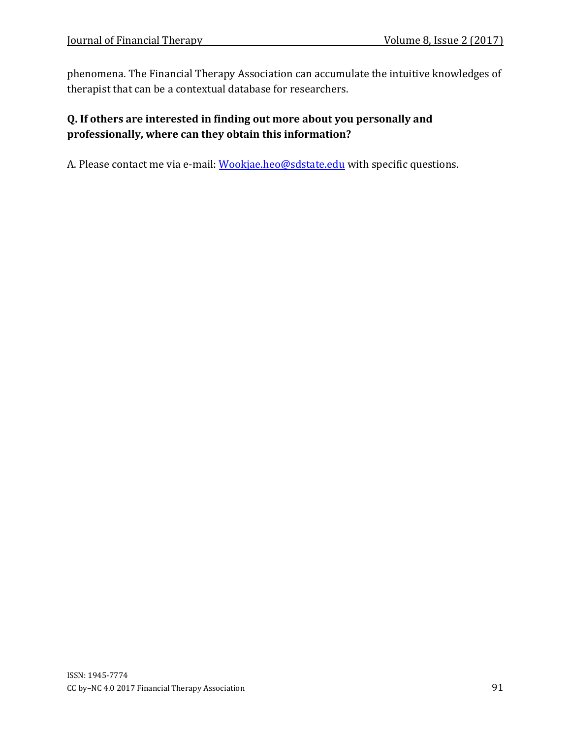phenomena. The Financial Therapy Association can accumulate the intuitive knowledges of therapist that can be a contextual database for researchers.

**Q. If others are interested in finding out more about you personally and professionally, where can they obtain this information?**

A. Please contact me via e-mail: Wookjae.heo@sdstate.edu with specific questions.